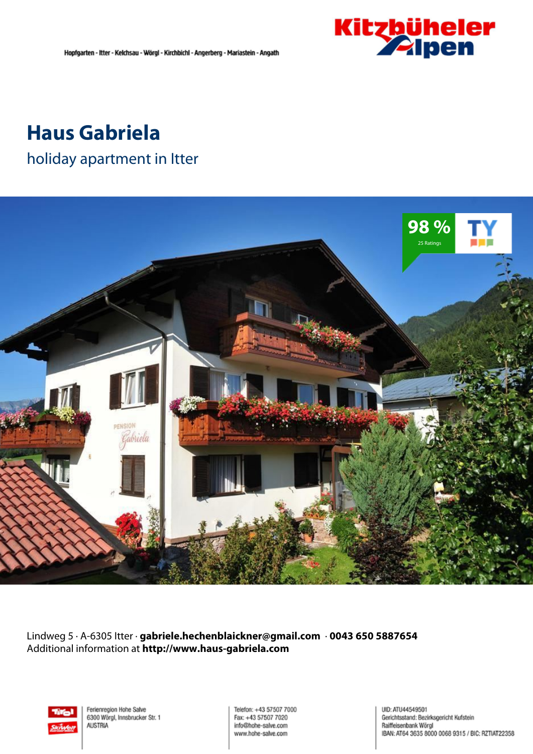Hopfgarten - Itter - Kelchsau - Wörgl - Kirchbichl - Angerberg - Mariastein - Angath

# Haus Gabriela

## holiday apartment in Itter

98 %
25 Ratings

Lindweg 5 · A-6305 Itter · **gabriele.hechenblaickner@gmail.com** · **0043 650 5887654**
Additional information at **http://www.haus-gabriela.com**

Ferienregion Hohe Salve
6300 Wörgl, Innsbrucker Str. 1
AUSTRIA

Telefon: +43 57507 7000
Fax: +43 57507 7020
info@hohe-salve.com
www.hohe-salve.com

UID: ATU44549501
Gerichtsstand: Bezirksgericht Kufstein
Raiffeisenbank Wörgl
IBAN: AT64 3635 8000 0068 9315 / BIC: RZTIAT22358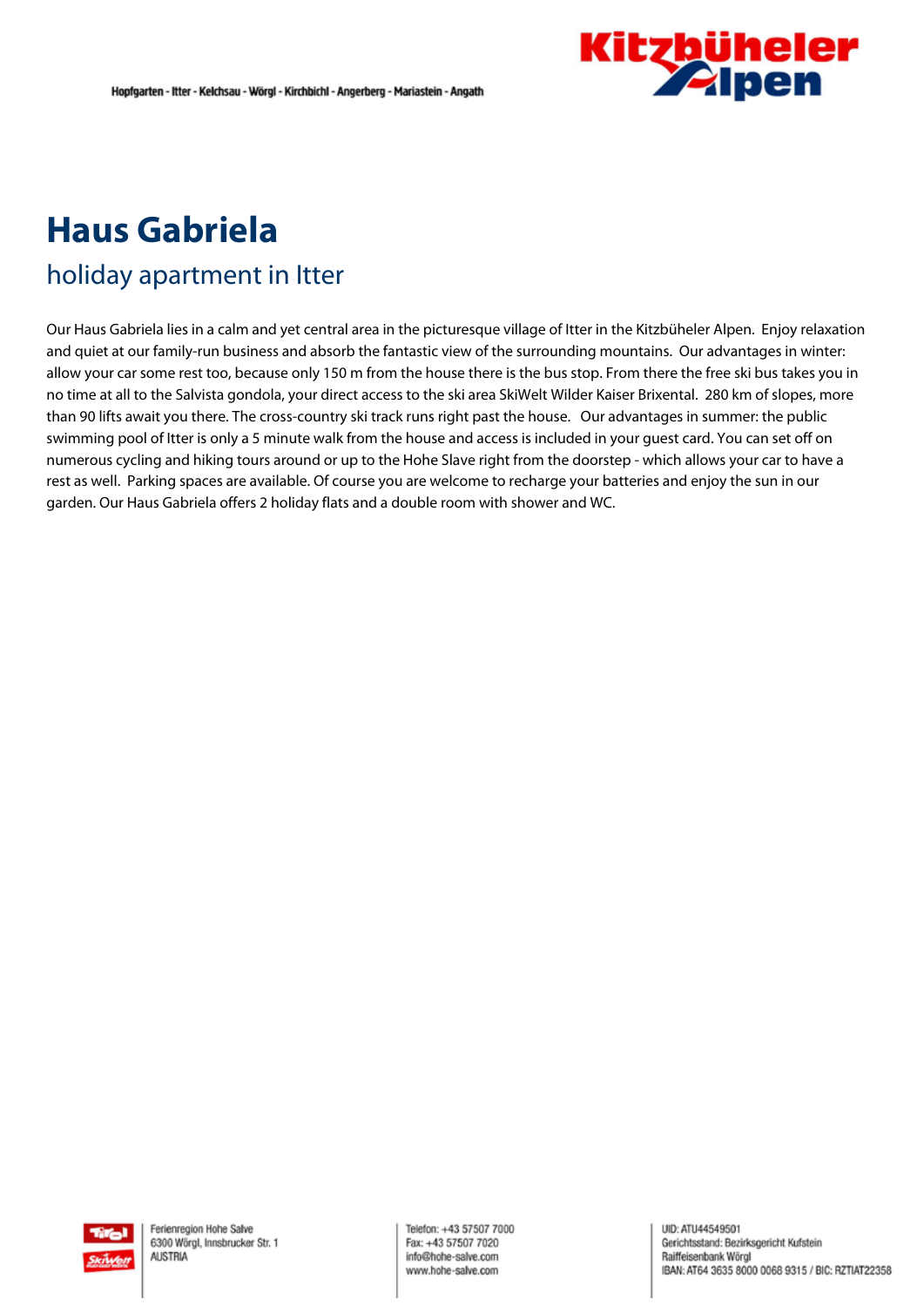# Haus Gabriela

## holiday apartment in Itter

Our Haus Gabriela lies in a calm and yet central area in the picturesque village of Itter in the Kitzbüheler Alpen. Enjoy relaxation and quiet at our family-run business and absorb the fantastic view of the surrounding mountains. Our advantages in winter: allow your car some rest too, because only 150 m from the house there is the bus stop. From there the free ski bus takes you in no time at all to the Salvista gondola, your direct access to the ski area SkiWelt Wilder Kaiser Brixental. 280 km of slopes, more than 90 lifts await you there. The cross-country ski track runs right past the house. Our advantages in summer: the public swimming pool of Itter is only a 5 minute walk from the house and access is included in your guest card. You can set off on numerous cycling and hiking tours around or up to the Hohe Slave right from the doorstep - which allows your car to have a rest as well. Parking spaces are available. Of course you are welcome to recharge your batteries and enjoy the sun in our garden. Our Haus Gabriela offers 2 holiday flats and a double room with shower and WC.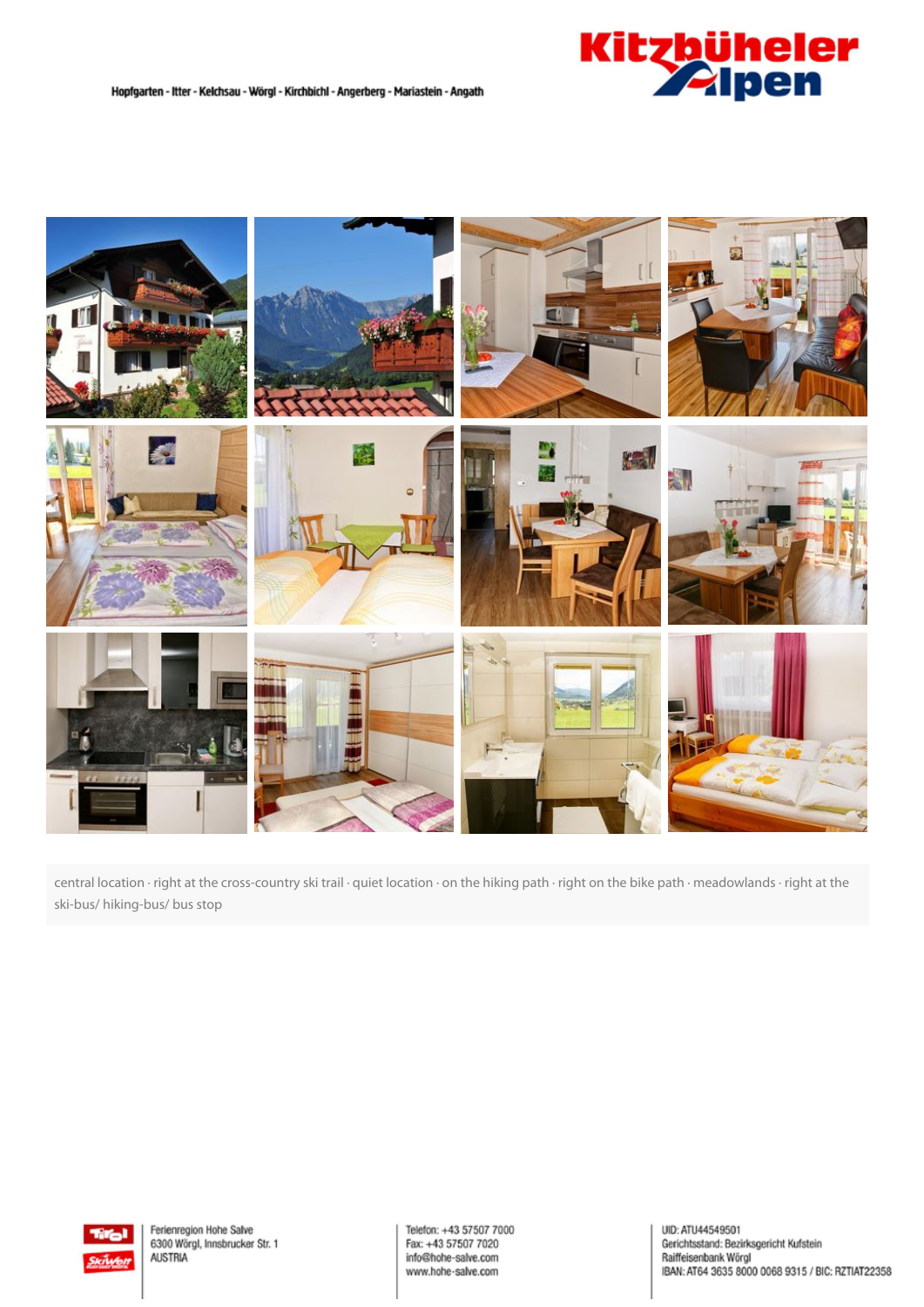central location · right at the cross-country ski trail · quiet location · on the hiking path · right on the bike path · meadowlands · right at the ski-bus/ hiking-bus/ bus stop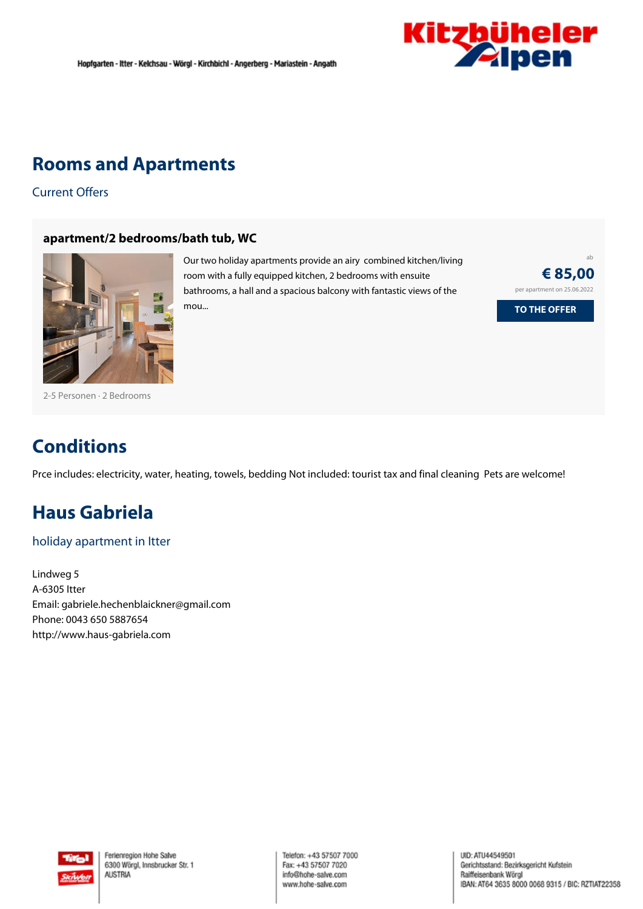# Rooms and Apartments

Current Offers

### apartment/2 bedrooms/bath tub, WC

Our two holiday apartments provide an airy combined kitchen/living room with a fully equipped kitchen, 2 bedrooms with ensuite bathrooms, a hall and a spacious balcony with fantastic views of the mou...

ab
**€ 85,00**
per apartment on 25.06.2022

**TO THE OFFER**

2-5 Personen · 2 Bedrooms

## Conditions

Prce includes: electricity, water, heating, towels, bedding Not included: tourist tax and final cleaning Pets are welcome!

## Haus Gabriela

holiday apartment in Itter

Lindweg 5
A-6305 Itter
Email: gabriele.hechenblaickner@gmail.com
Phone: 0043 650 5887654
http://www.haus-gabriela.com